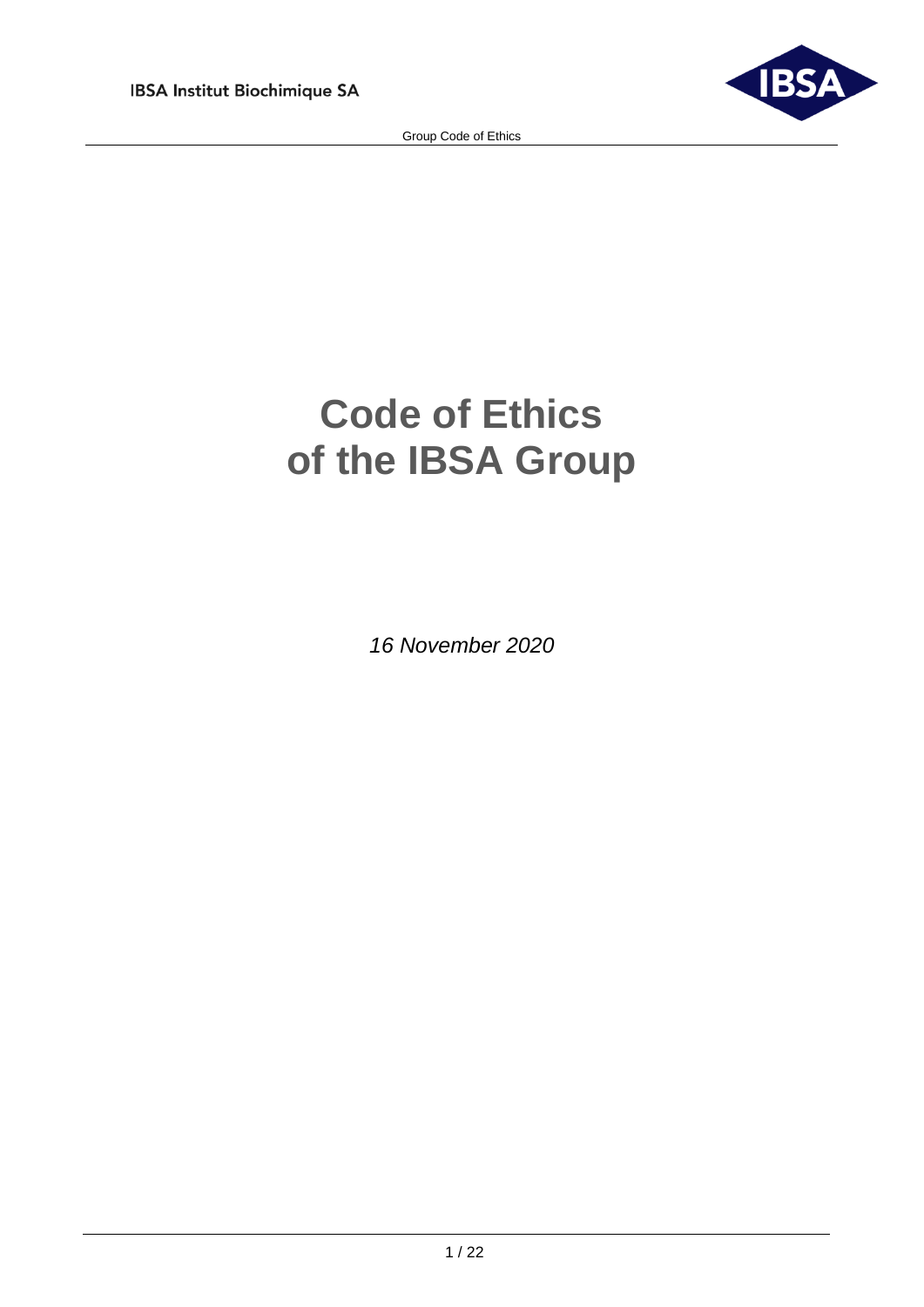# Code of Ethics of the IBSA Group

*16 November 2020*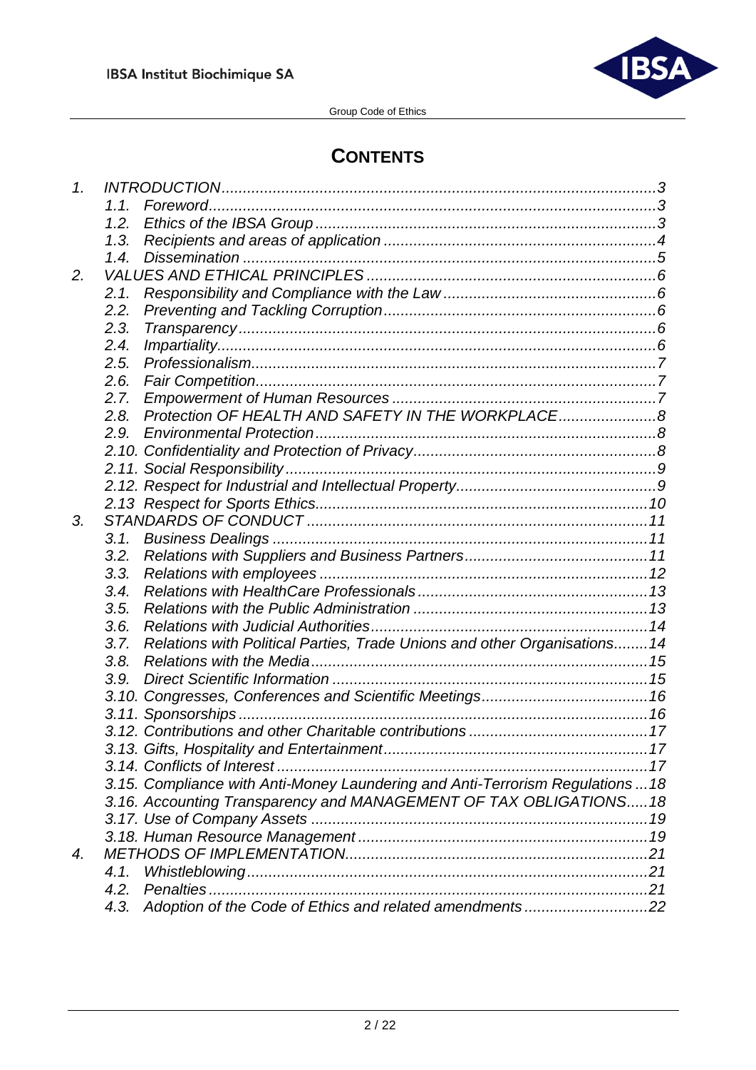# CONTENTS

1. INTRODUCTION .......... 3
   - 1.1. Foreword .......... 3
   - 1.2. Ethics of the IBSA Group .......... 3
   - 1.3. Recipients and areas of application .......... 4
   - 1.4. Dissemination .......... 5
2. VALUES AND ETHICAL PRINCIPLES .......... 6
   - 2.1. Responsibility and Compliance with the Law .......... 6
   - 2.2. Preventing and Tackling Corruption .......... 6
   - 2.3. Transparency .......... 6
   - 2.4. Impartiality .......... 6
   - 2.5. Professionalism .......... 7
   - 2.6. Fair Competition .......... 7
   - 2.7. Empowerment of Human Resources .......... 7
   - 2.8. Protection OF HEALTH AND SAFETY IN THE WORKPLACE .......... 8
   - 2.9. Environmental Protection .......... 8
   - 2.10. Confidentiality and Protection of Privacy .......... 8
   - 2.11. Social Responsibility .......... 9
   - 2.12. Respect for Industrial and Intellectual Property .......... 9
   - 2.13 Respect for Sports Ethics .......... 10
3. STANDARDS OF CONDUCT .......... 11
   - 3.1. Business Dealings .......... 11
   - 3.2. Relations with Suppliers and Business Partners .......... 11
   - 3.3. Relations with employees .......... 12
   - 3.4. Relations with HealthCare Professionals .......... 13
   - 3.5. Relations with the Public Administration .......... 13
   - 3.6. Relations with Judicial Authorities .......... 14
   - 3.7. Relations with Political Parties, Trade Unions and other Organisations .......... 14
   - 3.8. Relations with the Media .......... 15
   - 3.9. Direct Scientific Information .......... 15
   - 3.10. Congresses, Conferences and Scientific Meetings .......... 16
   - 3.11. Sponsorships .......... 16
   - 3.12. Contributions and other Charitable contributions .......... 17
   - 3.13. Gifts, Hospitality and Entertainment .......... 17
   - 3.14. Conflicts of Interest .......... 17
   - 3.15. Compliance with Anti-Money Laundering and Anti-Terrorism Regulations .......... 18
   - 3.16. Accounting Transparency and MANAGEMENT OF TAX OBLIGATIONS .......... 18
   - 3.17. Use of Company Assets .......... 19
   - 3.18. Human Resource Management .......... 19
4. METHODS OF IMPLEMENTATION .......... 21
   - 4.1. Whistleblowing .......... 21
   - 4.2. Penalties .......... 21
   - 4.3. Adoption of the Code of Ethics and related amendments .......... 22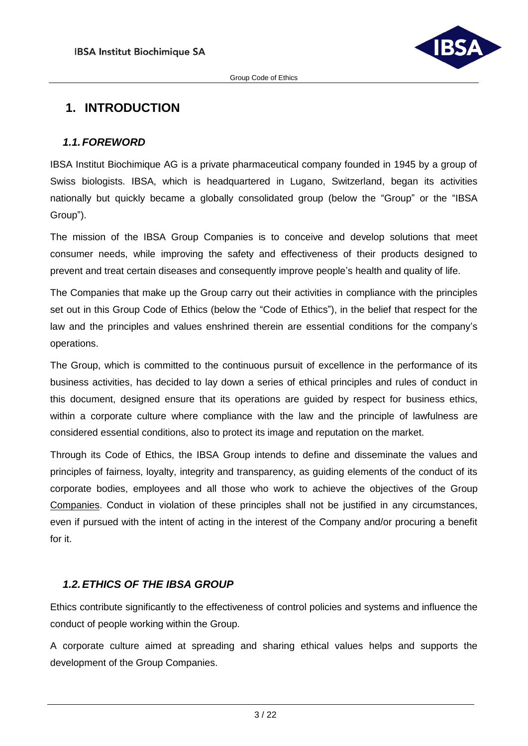# 1. INTRODUCTION

## *1.1. FOREWORD*

IBSA Institut Biochimique AG is a private pharmaceutical company founded in 1945 by a group of Swiss biologists. IBSA, which is headquartered in Lugano, Switzerland, began its activities nationally but quickly became a globally consolidated group (below the "Group" or the "IBSA Group").

The mission of the IBSA Group Companies is to conceive and develop solutions that meet consumer needs, while improving the safety and effectiveness of their products designed to prevent and treat certain diseases and consequently improve people's health and quality of life.

The Companies that make up the Group carry out their activities in compliance with the principles set out in this Group Code of Ethics (below the "Code of Ethics"), in the belief that respect for the law and the principles and values enshrined therein are essential conditions for the company's operations.

The Group, which is committed to the continuous pursuit of excellence in the performance of its business activities, has decided to lay down a series of ethical principles and rules of conduct in this document, designed ensure that its operations are guided by respect for business ethics, within a corporate culture where compliance with the law and the principle of lawfulness are considered essential conditions, also to protect its image and reputation on the market.

Through its Code of Ethics, the IBSA Group intends to define and disseminate the values and principles of fairness, loyalty, integrity and transparency, as guiding elements of the conduct of its corporate bodies, employees and all those who work to achieve the objectives of the Group Companies. Conduct in violation of these principles shall not be justified in any circumstances, even if pursued with the intent of acting in the interest of the Company and/or procuring a benefit for it.

## *1.2. ETHICS OF THE IBSA GROUP*

Ethics contribute significantly to the effectiveness of control policies and systems and influence the conduct of people working within the Group.

A corporate culture aimed at spreading and sharing ethical values helps and supports the development of the Group Companies.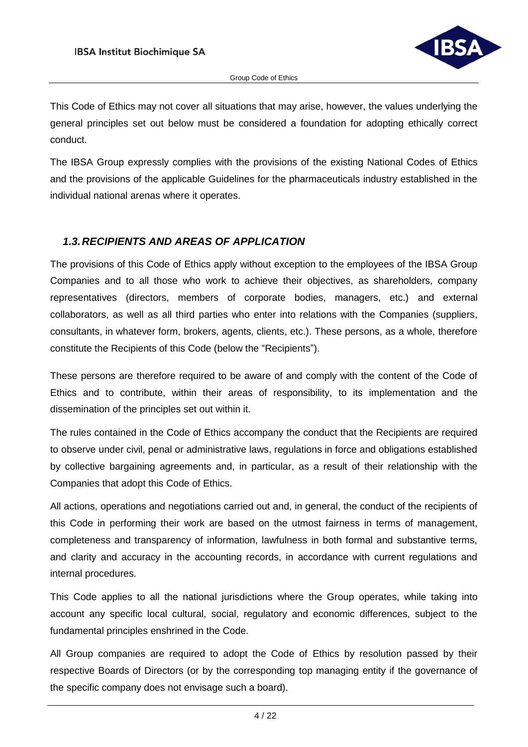This Code of Ethics may not cover all situations that may arise, however, the values underlying the general principles set out below must be considered a foundation for adopting ethically correct conduct.

The IBSA Group expressly complies with the provisions of the existing National Codes of Ethics and the provisions of the applicable Guidelines for the pharmaceuticals industry established in the individual national arenas where it operates.

### *1.3. RECIPIENTS AND AREAS OF APPLICATION*

The provisions of this Code of Ethics apply without exception to the employees of the IBSA Group Companies and to all those who work to achieve their objectives, as shareholders, company representatives (directors, members of corporate bodies, managers, etc.) and external collaborators, as well as all third parties who enter into relations with the Companies (suppliers, consultants, in whatever form, brokers, agents, clients, etc.). These persons, as a whole, therefore constitute the Recipients of this Code (below the "Recipients").

These persons are therefore required to be aware of and comply with the content of the Code of Ethics and to contribute, within their areas of responsibility, to its implementation and the dissemination of the principles set out within it.

The rules contained in the Code of Ethics accompany the conduct that the Recipients are required to observe under civil, penal or administrative laws, regulations in force and obligations established by collective bargaining agreements and, in particular, as a result of their relationship with the Companies that adopt this Code of Ethics.

All actions, operations and negotiations carried out and, in general, the conduct of the recipients of this Code in performing their work are based on the utmost fairness in terms of management, completeness and transparency of information, lawfulness in both formal and substantive terms, and clarity and accuracy in the accounting records, in accordance with current regulations and internal procedures.

This Code applies to all the national jurisdictions where the Group operates, while taking into account any specific local cultural, social, regulatory and economic differences, subject to the fundamental principles enshrined in the Code.

All Group companies are required to adopt the Code of Ethics by resolution passed by their respective Boards of Directors (or by the corresponding top managing entity if the governance of the specific company does not envisage such a board).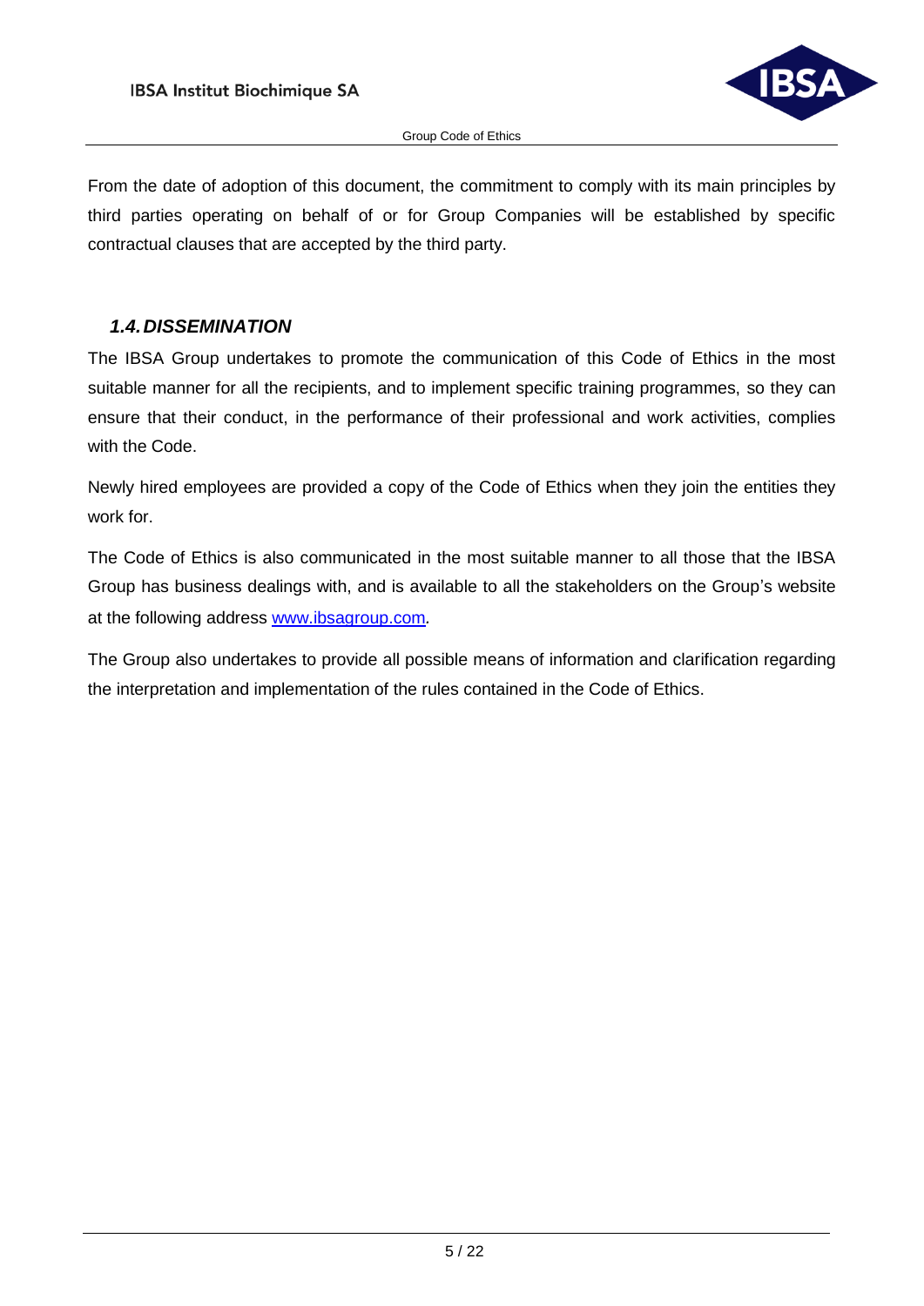From the date of adoption of this document, the commitment to comply with its main principles by third parties operating on behalf of or for Group Companies will be established by specific contractual clauses that are accepted by the third party.

### *1.4. DISSEMINATION*

The IBSA Group undertakes to promote the communication of this Code of Ethics in the most suitable manner for all the recipients, and to implement specific training programmes, so they can ensure that their conduct, in the performance of their professional and work activities, complies with the Code.

Newly hired employees are provided a copy of the Code of Ethics when they join the entities they work for.

The Code of Ethics is also communicated in the most suitable manner to all those that the IBSA Group has business dealings with, and is available to all the stakeholders on the Group's website at the following address [www.ibsagroup.com](http://www.ibsagroup.com).

The Group also undertakes to provide all possible means of information and clarification regarding the interpretation and implementation of the rules contained in the Code of Ethics.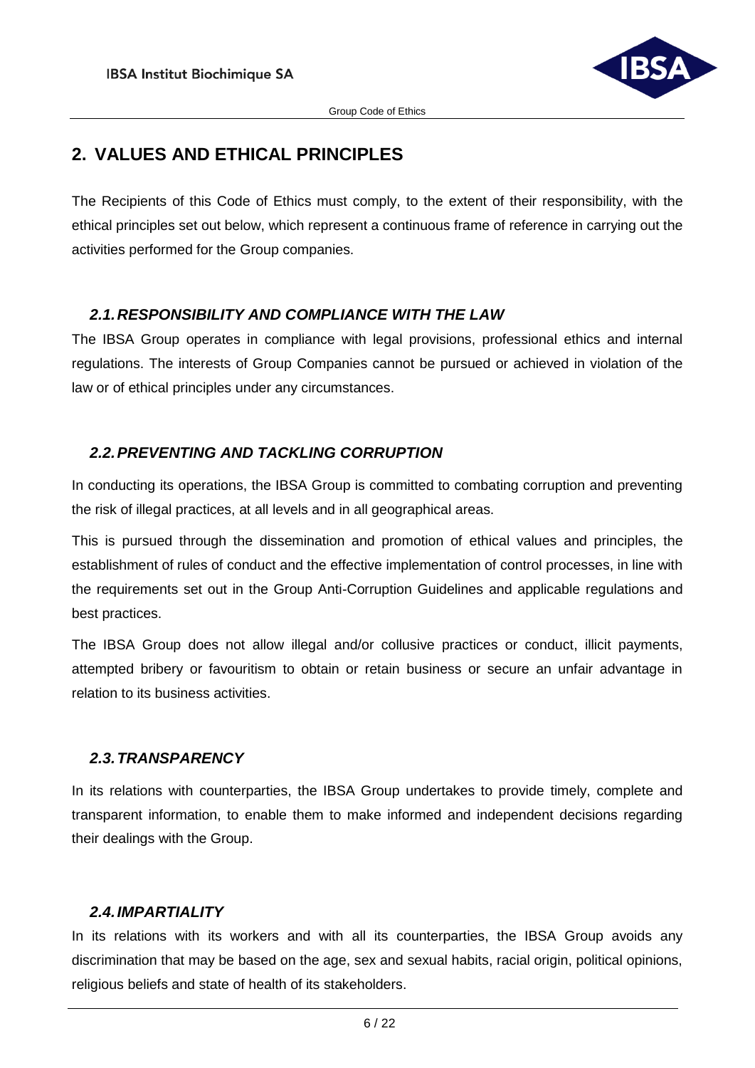## 2. VALUES AND ETHICAL PRINCIPLES

The Recipients of this Code of Ethics must comply, to the extent of their responsibility, with the ethical principles set out below, which represent a continuous frame of reference in carrying out the activities performed for the Group companies.

### *2.1. RESPONSIBILITY AND COMPLIANCE WITH THE LAW*

The IBSA Group operates in compliance with legal provisions, professional ethics and internal regulations. The interests of Group Companies cannot be pursued or achieved in violation of the law or of ethical principles under any circumstances.

### *2.2. PREVENTING AND TACKLING CORRUPTION*

In conducting its operations, the IBSA Group is committed to combating corruption and preventing the risk of illegal practices, at all levels and in all geographical areas.

This is pursued through the dissemination and promotion of ethical values and principles, the establishment of rules of conduct and the effective implementation of control processes, in line with the requirements set out in the Group Anti-Corruption Guidelines and applicable regulations and best practices.

The IBSA Group does not allow illegal and/or collusive practices or conduct, illicit payments, attempted bribery or favouritism to obtain or retain business or secure an unfair advantage in relation to its business activities.

### *2.3. TRANSPARENCY*

In its relations with counterparties, the IBSA Group undertakes to provide timely, complete and transparent information, to enable them to make informed and independent decisions regarding their dealings with the Group.

### *2.4. IMPARTIALITY*

In its relations with its workers and with all its counterparties, the IBSA Group avoids any discrimination that may be based on the age, sex and sexual habits, racial origin, political opinions, religious beliefs and state of health of its stakeholders.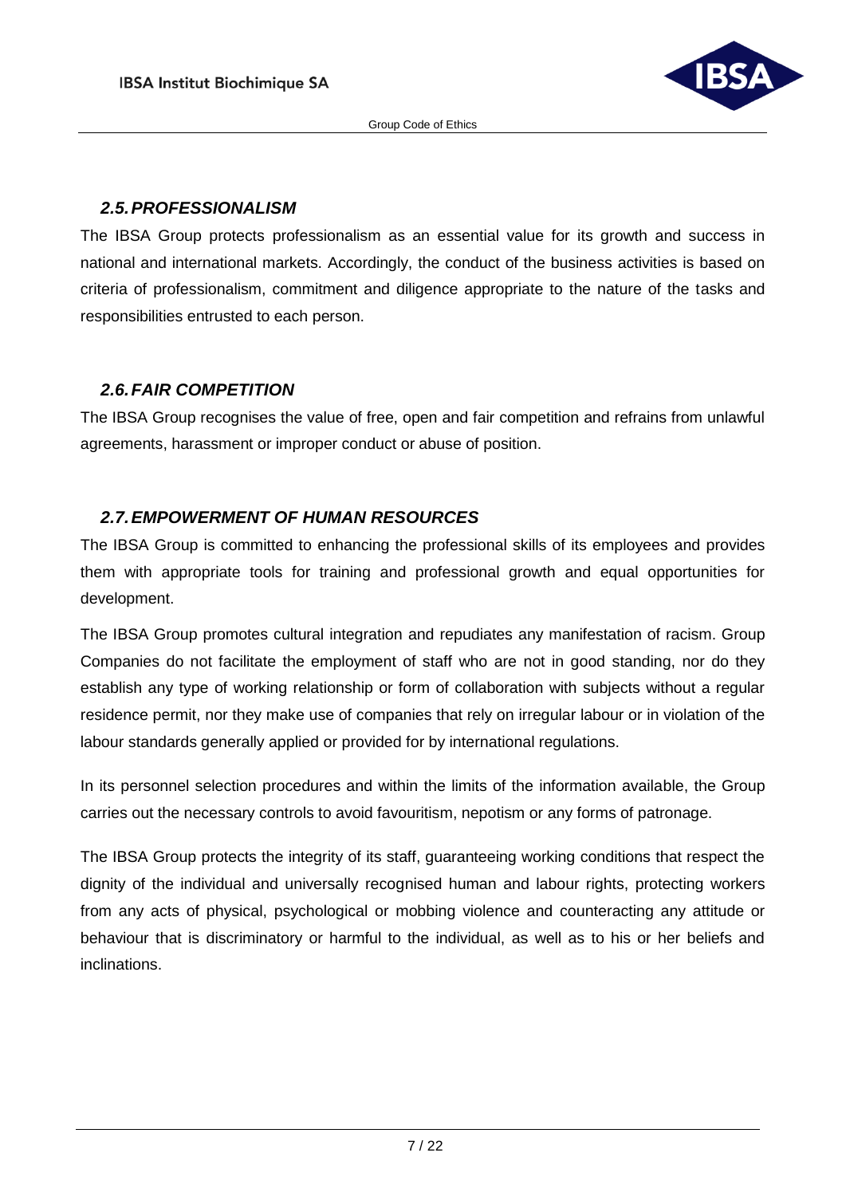### *2.5. PROFESSIONALISM*

The IBSA Group protects professionalism as an essential value for its growth and success in national and international markets. Accordingly, the conduct of the business activities is based on criteria of professionalism, commitment and diligence appropriate to the nature of the tasks and responsibilities entrusted to each person.

### *2.6. FAIR COMPETITION*

The IBSA Group recognises the value of free, open and fair competition and refrains from unlawful agreements, harassment or improper conduct or abuse of position.

### *2.7. EMPOWERMENT OF HUMAN RESOURCES*

The IBSA Group is committed to enhancing the professional skills of its employees and provides them with appropriate tools for training and professional growth and equal opportunities for development.

The IBSA Group promotes cultural integration and repudiates any manifestation of racism. Group Companies do not facilitate the employment of staff who are not in good standing, nor do they establish any type of working relationship or form of collaboration with subjects without a regular residence permit, nor they make use of companies that rely on irregular labour or in violation of the labour standards generally applied or provided for by international regulations.

In its personnel selection procedures and within the limits of the information available, the Group carries out the necessary controls to avoid favouritism, nepotism or any forms of patronage.

The IBSA Group protects the integrity of its staff, guaranteeing working conditions that respect the dignity of the individual and universally recognised human and labour rights, protecting workers from any acts of physical, psychological or mobbing violence and counteracting any attitude or behaviour that is discriminatory or harmful to the individual, as well as to his or her beliefs and inclinations.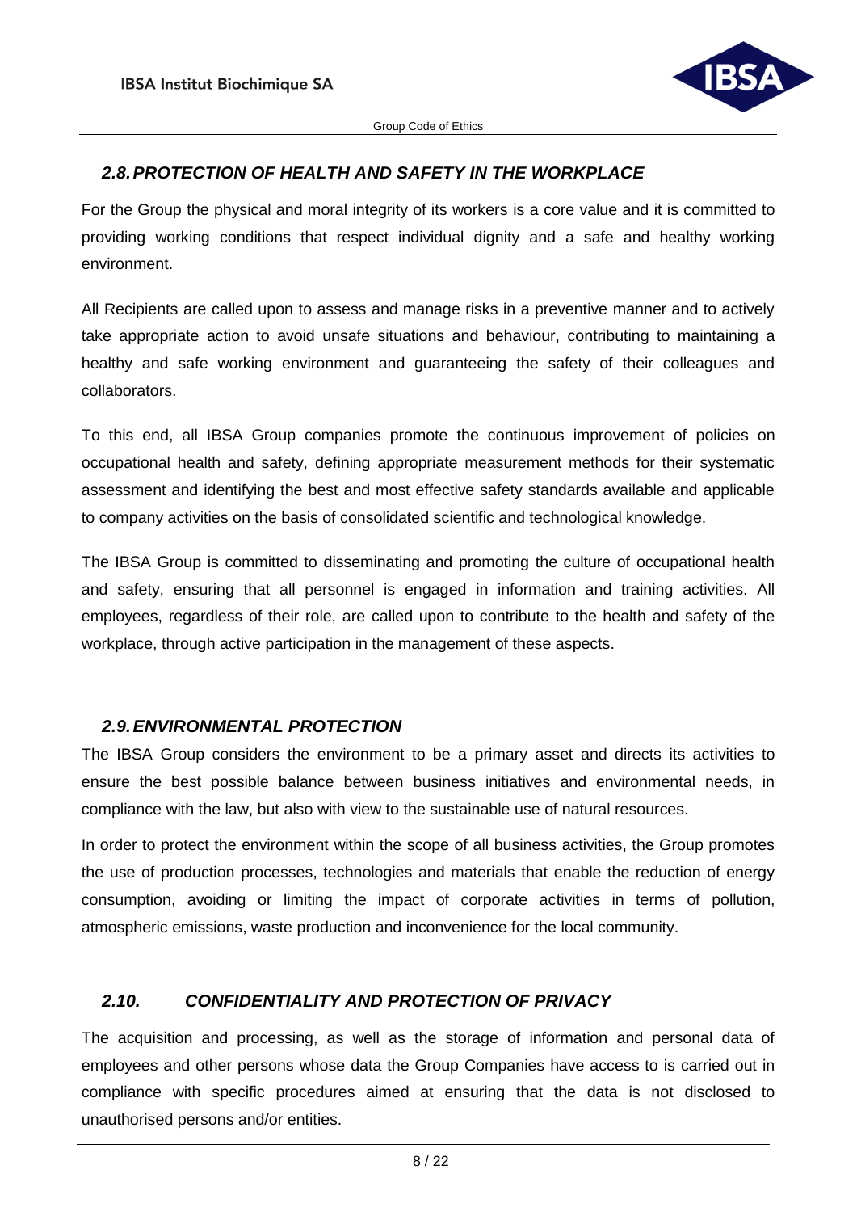## *2.8. PROTECTION OF HEALTH AND SAFETY IN THE WORKPLACE*

For the Group the physical and moral integrity of its workers is a core value and it is committed to providing working conditions that respect individual dignity and a safe and healthy working environment.

All Recipients are called upon to assess and manage risks in a preventive manner and to actively take appropriate action to avoid unsafe situations and behaviour, contributing to maintaining a healthy and safe working environment and guaranteeing the safety of their colleagues and collaborators.

To this end, all IBSA Group companies promote the continuous improvement of policies on occupational health and safety, defining appropriate measurement methods for their systematic assessment and identifying the best and most effective safety standards available and applicable to company activities on the basis of consolidated scientific and technological knowledge.

The IBSA Group is committed to disseminating and promoting the culture of occupational health and safety, ensuring that all personnel is engaged in information and training activities. All employees, regardless of their role, are called upon to contribute to the health and safety of the workplace, through active participation in the management of these aspects.

## *2.9. ENVIRONMENTAL PROTECTION*

The IBSA Group considers the environment to be a primary asset and directs its activities to ensure the best possible balance between business initiatives and environmental needs, in compliance with the law, but also with view to the sustainable use of natural resources.

In order to protect the environment within the scope of all business activities, the Group promotes the use of production processes, technologies and materials that enable the reduction of energy consumption, avoiding or limiting the impact of corporate activities in terms of pollution, atmospheric emissions, waste production and inconvenience for the local community.

## *2.10. CONFIDENTIALITY AND PROTECTION OF PRIVACY*

The acquisition and processing, as well as the storage of information and personal data of employees and other persons whose data the Group Companies have access to is carried out in compliance with specific procedures aimed at ensuring that the data is not disclosed to unauthorised persons and/or entities.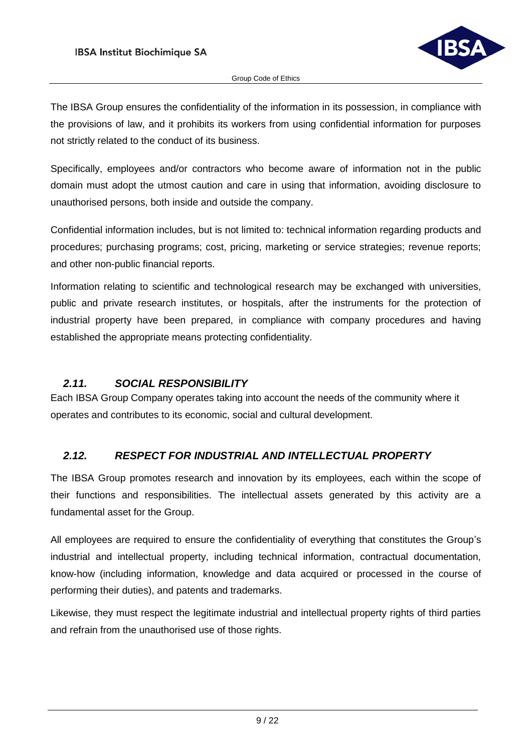The IBSA Group ensures the confidentiality of the information in its possession, in compliance with the provisions of law, and it prohibits its workers from using confidential information for purposes not strictly related to the conduct of its business.

Specifically, employees and/or contractors who become aware of information not in the public domain must adopt the utmost caution and care in using that information, avoiding disclosure to unauthorised persons, both inside and outside the company.

Confidential information includes, but is not limited to: technical information regarding products and procedures; purchasing programs; cost, pricing, marketing or service strategies; revenue reports; and other non-public financial reports.

Information relating to scientific and technological research may be exchanged with universities, public and private research institutes, or hospitals, after the instruments for the protection of industrial property have been prepared, in compliance with company procedures and having established the appropriate means protecting confidentiality.

## *2.11. SOCIAL RESPONSIBILITY*

Each IBSA Group Company operates taking into account the needs of the community where it operates and contributes to its economic, social and cultural development.

## *2.12. RESPECT FOR INDUSTRIAL AND INTELLECTUAL PROPERTY*

The IBSA Group promotes research and innovation by its employees, each within the scope of their functions and responsibilities. The intellectual assets generated by this activity are a fundamental asset for the Group.

All employees are required to ensure the confidentiality of everything that constitutes the Group's industrial and intellectual property, including technical information, contractual documentation, know-how (including information, knowledge and data acquired or processed in the course of performing their duties), and patents and trademarks.

Likewise, they must respect the legitimate industrial and intellectual property rights of third parties and refrain from the unauthorised use of those rights.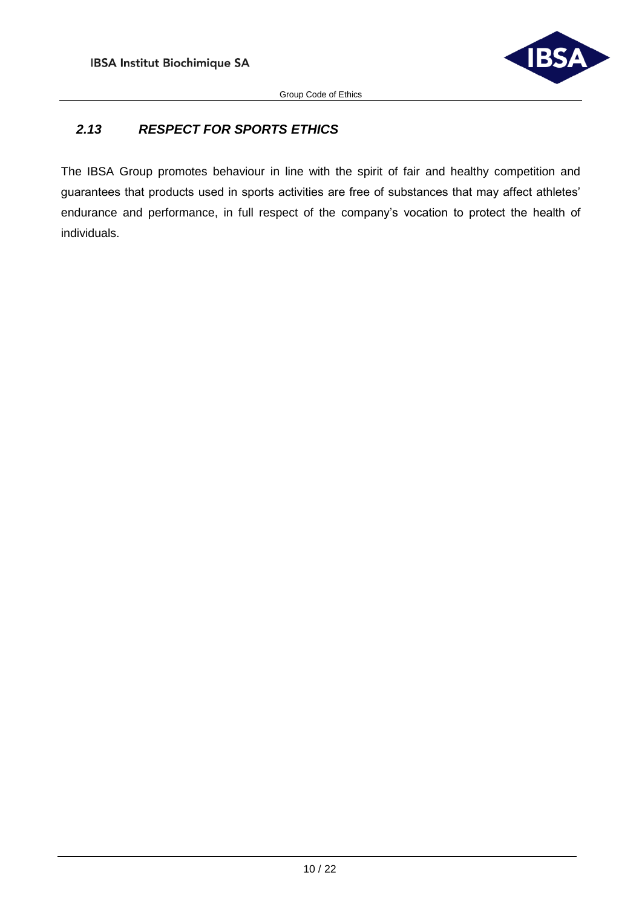### *2.13 RESPECT FOR SPORTS ETHICS*

The IBSA Group promotes behaviour in line with the spirit of fair and healthy competition and guarantees that products used in sports activities are free of substances that may affect athletes' endurance and performance, in full respect of the company's vocation to protect the health of individuals.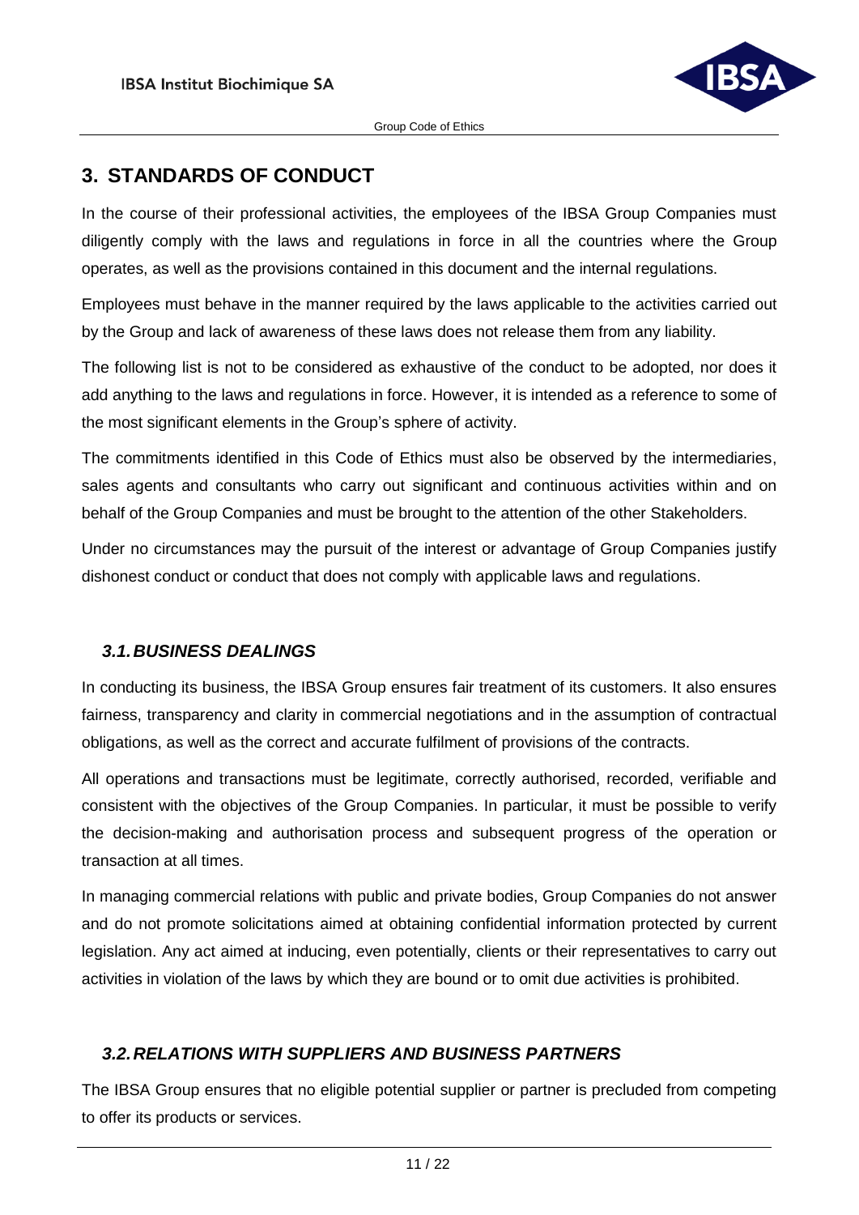# 3. STANDARDS OF CONDUCT

In the course of their professional activities, the employees of the IBSA Group Companies must diligently comply with the laws and regulations in force in all the countries where the Group operates, as well as the provisions contained in this document and the internal regulations.

Employees must behave in the manner required by the laws applicable to the activities carried out by the Group and lack of awareness of these laws does not release them from any liability.

The following list is not to be considered as exhaustive of the conduct to be adopted, nor does it add anything to the laws and regulations in force. However, it is intended as a reference to some of the most significant elements in the Group's sphere of activity.

The commitments identified in this Code of Ethics must also be observed by the intermediaries, sales agents and consultants who carry out significant and continuous activities within and on behalf of the Group Companies and must be brought to the attention of the other Stakeholders.

Under no circumstances may the pursuit of the interest or advantage of Group Companies justify dishonest conduct or conduct that does not comply with applicable laws and regulations.

## *3.1. BUSINESS DEALINGS*

In conducting its business, the IBSA Group ensures fair treatment of its customers. It also ensures fairness, transparency and clarity in commercial negotiations and in the assumption of contractual obligations, as well as the correct and accurate fulfilment of provisions of the contracts.

All operations and transactions must be legitimate, correctly authorised, recorded, verifiable and consistent with the objectives of the Group Companies. In particular, it must be possible to verify the decision-making and authorisation process and subsequent progress of the operation or transaction at all times.

In managing commercial relations with public and private bodies, Group Companies do not answer and do not promote solicitations aimed at obtaining confidential information protected by current legislation. Any act aimed at inducing, even potentially, clients or their representatives to carry out activities in violation of the laws by which they are bound or to omit due activities is prohibited.

## *3.2. RELATIONS WITH SUPPLIERS AND BUSINESS PARTNERS*

The IBSA Group ensures that no eligible potential supplier or partner is precluded from competing to offer its products or services.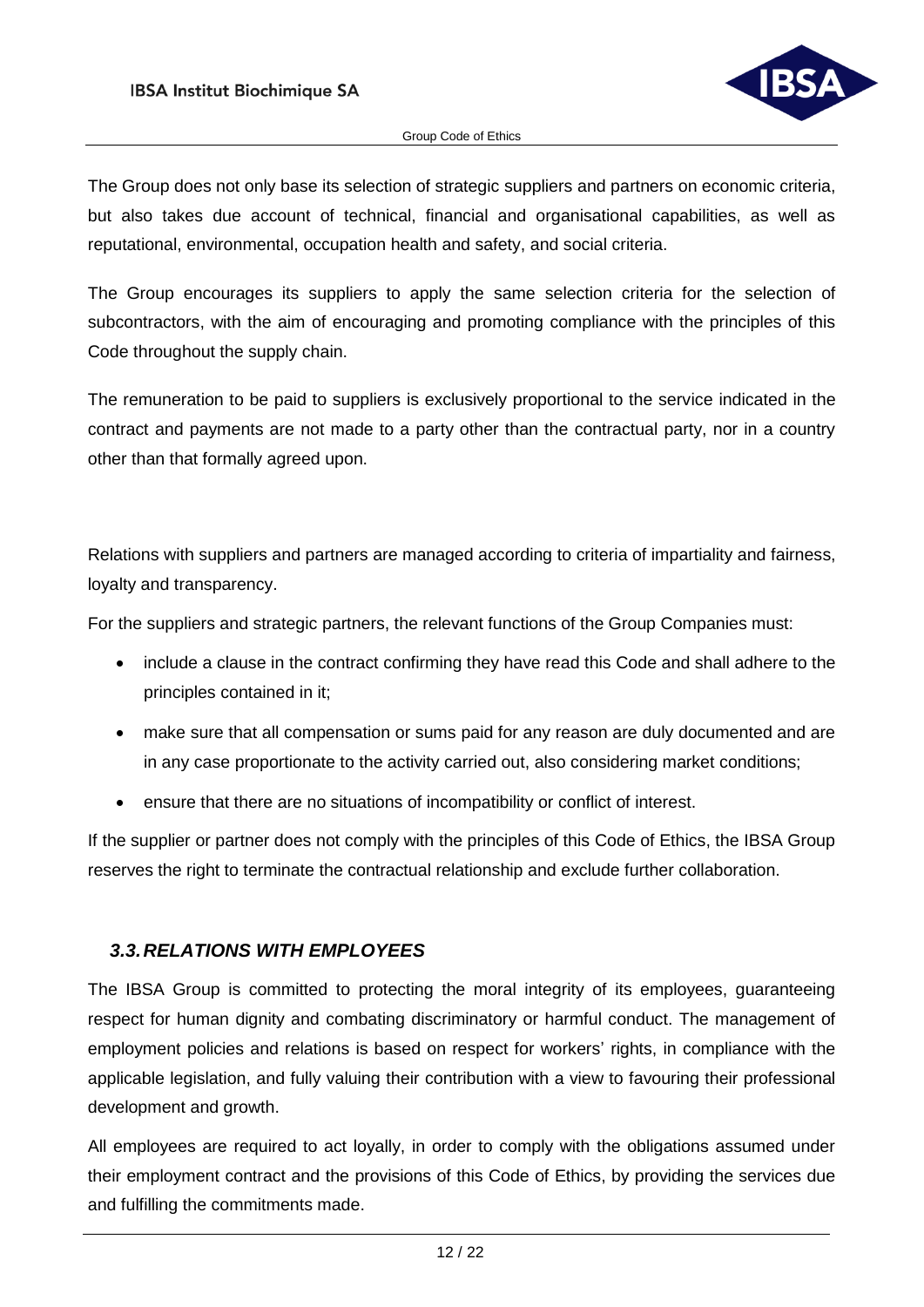The Group does not only base its selection of strategic suppliers and partners on economic criteria, but also takes due account of technical, financial and organisational capabilities, as well as reputational, environmental, occupation health and safety, and social criteria.

The Group encourages its suppliers to apply the same selection criteria for the selection of subcontractors, with the aim of encouraging and promoting compliance with the principles of this Code throughout the supply chain.

The remuneration to be paid to suppliers is exclusively proportional to the service indicated in the contract and payments are not made to a party other than the contractual party, nor in a country other than that formally agreed upon.

Relations with suppliers and partners are managed according to criteria of impartiality and fairness, loyalty and transparency.

For the suppliers and strategic partners, the relevant functions of the Group Companies must:

- include a clause in the contract confirming they have read this Code and shall adhere to the principles contained in it;
- make sure that all compensation or sums paid for any reason are duly documented and are in any case proportionate to the activity carried out, also considering market conditions;
- ensure that there are no situations of incompatibility or conflict of interest.

If the supplier or partner does not comply with the principles of this Code of Ethics, the IBSA Group reserves the right to terminate the contractual relationship and exclude further collaboration.

### *3.3. RELATIONS WITH EMPLOYEES*

The IBSA Group is committed to protecting the moral integrity of its employees, guaranteeing respect for human dignity and combating discriminatory or harmful conduct. The management of employment policies and relations is based on respect for workers' rights, in compliance with the applicable legislation, and fully valuing their contribution with a view to favouring their professional development and growth.

All employees are required to act loyally, in order to comply with the obligations assumed under their employment contract and the provisions of this Code of Ethics, by providing the services due and fulfilling the commitments made.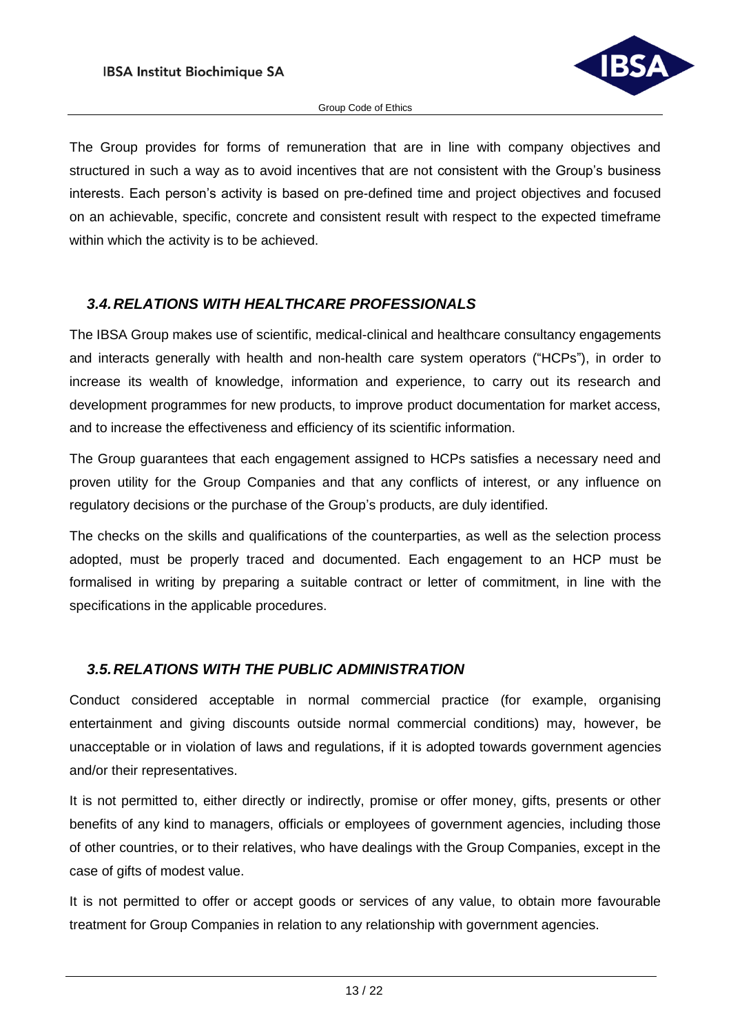The Group provides for forms of remuneration that are in line with company objectives and structured in such a way as to avoid incentives that are not consistent with the Group's business interests. Each person's activity is based on pre-defined time and project objectives and focused on an achievable, specific, concrete and consistent result with respect to the expected timeframe within which the activity is to be achieved.

### *3.4. RELATIONS WITH HEALTHCARE PROFESSIONALS*

The IBSA Group makes use of scientific, medical-clinical and healthcare consultancy engagements and interacts generally with health and non-health care system operators ("HCPs"), in order to increase its wealth of knowledge, information and experience, to carry out its research and development programmes for new products, to improve product documentation for market access, and to increase the effectiveness and efficiency of its scientific information.

The Group guarantees that each engagement assigned to HCPs satisfies a necessary need and proven utility for the Group Companies and that any conflicts of interest, or any influence on regulatory decisions or the purchase of the Group's products, are duly identified.

The checks on the skills and qualifications of the counterparties, as well as the selection process adopted, must be properly traced and documented. Each engagement to an HCP must be formalised in writing by preparing a suitable contract or letter of commitment, in line with the specifications in the applicable procedures.

### *3.5. RELATIONS WITH THE PUBLIC ADMINISTRATION*

Conduct considered acceptable in normal commercial practice (for example, organising entertainment and giving discounts outside normal commercial conditions) may, however, be unacceptable or in violation of laws and regulations, if it is adopted towards government agencies and/or their representatives.

It is not permitted to, either directly or indirectly, promise or offer money, gifts, presents or other benefits of any kind to managers, officials or employees of government agencies, including those of other countries, or to their relatives, who have dealings with the Group Companies, except in the case of gifts of modest value.

It is not permitted to offer or accept goods or services of any value, to obtain more favourable treatment for Group Companies in relation to any relationship with government agencies.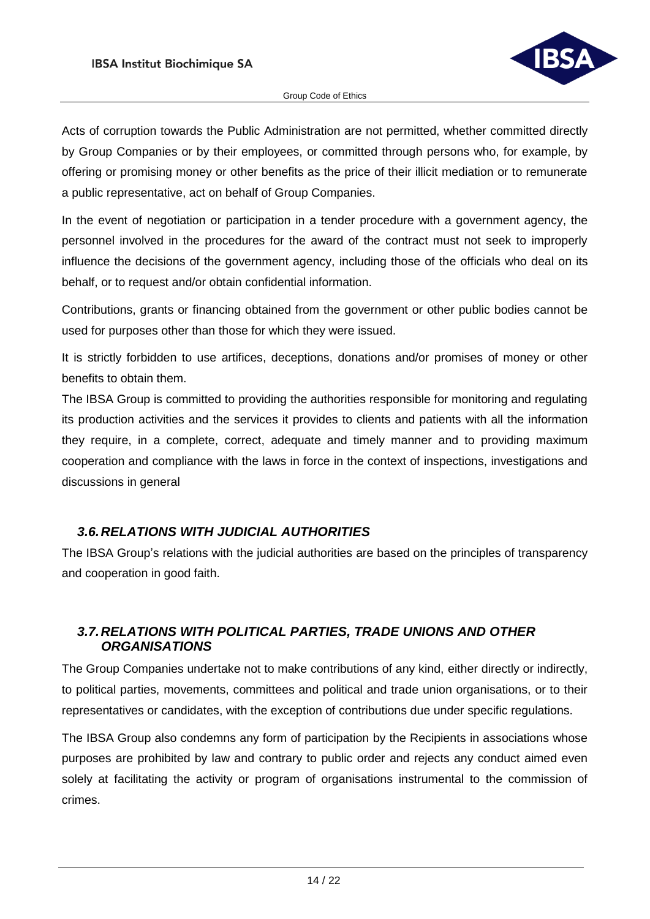Acts of corruption towards the Public Administration are not permitted, whether committed directly by Group Companies or by their employees, or committed through persons who, for example, by offering or promising money or other benefits as the price of their illicit mediation or to remunerate a public representative, act on behalf of Group Companies.

In the event of negotiation or participation in a tender procedure with a government agency, the personnel involved in the procedures for the award of the contract must not seek to improperly influence the decisions of the government agency, including those of the officials who deal on its behalf, or to request and/or obtain confidential information.

Contributions, grants or financing obtained from the government or other public bodies cannot be used for purposes other than those for which they were issued.

It is strictly forbidden to use artifices, deceptions, donations and/or promises of money or other benefits to obtain them.

The IBSA Group is committed to providing the authorities responsible for monitoring and regulating its production activities and the services it provides to clients and patients with all the information they require, in a complete, correct, adequate and timely manner and to providing maximum cooperation and compliance with the laws in force in the context of inspections, investigations and discussions in general

### *3.6. RELATIONS WITH JUDICIAL AUTHORITIES*

The IBSA Group's relations with the judicial authorities are based on the principles of transparency and cooperation in good faith.

### *3.7. RELATIONS WITH POLITICAL PARTIES, TRADE UNIONS AND OTHER ORGANISATIONS*

The Group Companies undertake not to make contributions of any kind, either directly or indirectly, to political parties, movements, committees and political and trade union organisations, or to their representatives or candidates, with the exception of contributions due under specific regulations.

The IBSA Group also condemns any form of participation by the Recipients in associations whose purposes are prohibited by law and contrary to public order and rejects any conduct aimed even solely at facilitating the activity or program of organisations instrumental to the commission of crimes.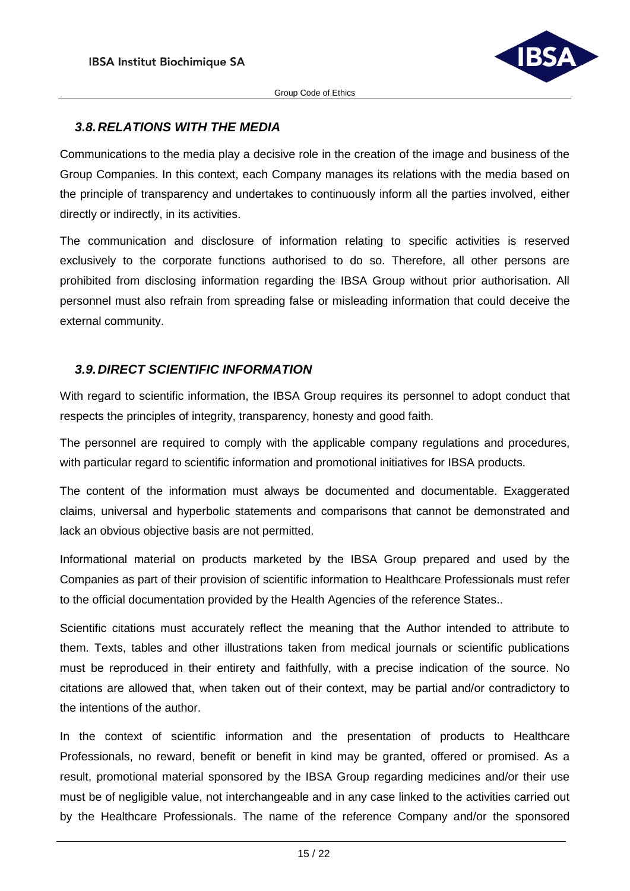### *3.8. RELATIONS WITH THE MEDIA*

Communications to the media play a decisive role in the creation of the image and business of the Group Companies. In this context, each Company manages its relations with the media based on the principle of transparency and undertakes to continuously inform all the parties involved, either directly or indirectly, in its activities.

The communication and disclosure of information relating to specific activities is reserved exclusively to the corporate functions authorised to do so. Therefore, all other persons are prohibited from disclosing information regarding the IBSA Group without prior authorisation. All personnel must also refrain from spreading false or misleading information that could deceive the external community.

### *3.9. DIRECT SCIENTIFIC INFORMATION*

With regard to scientific information, the IBSA Group requires its personnel to adopt conduct that respects the principles of integrity, transparency, honesty and good faith.

The personnel are required to comply with the applicable company regulations and procedures, with particular regard to scientific information and promotional initiatives for IBSA products.

The content of the information must always be documented and documentable. Exaggerated claims, universal and hyperbolic statements and comparisons that cannot be demonstrated and lack an obvious objective basis are not permitted.

Informational material on products marketed by the IBSA Group prepared and used by the Companies as part of their provision of scientific information to Healthcare Professionals must refer to the official documentation provided by the Health Agencies of the reference States..

Scientific citations must accurately reflect the meaning that the Author intended to attribute to them. Texts, tables and other illustrations taken from medical journals or scientific publications must be reproduced in their entirety and faithfully, with a precise indication of the source. No citations are allowed that, when taken out of their context, may be partial and/or contradictory to the intentions of the author.

In the context of scientific information and the presentation of products to Healthcare Professionals, no reward, benefit or benefit in kind may be granted, offered or promised. As a result, promotional material sponsored by the IBSA Group regarding medicines and/or their use must be of negligible value, not interchangeable and in any case linked to the activities carried out by the Healthcare Professionals. The name of the reference Company and/or the sponsored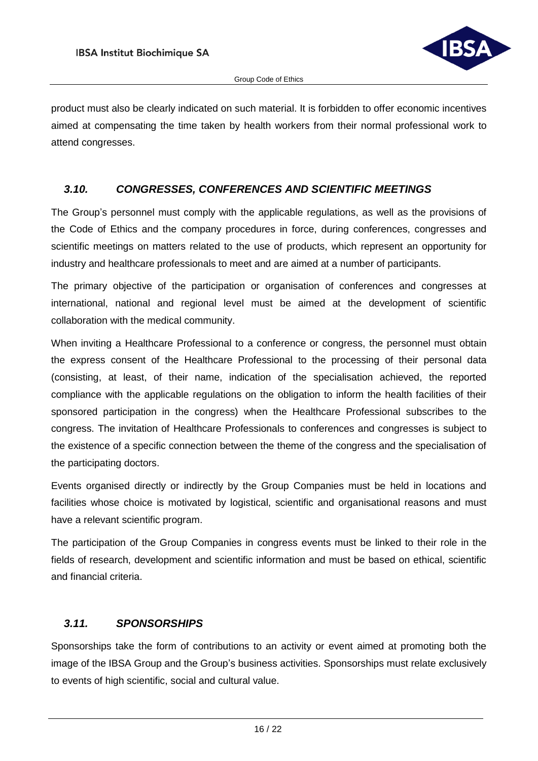product must also be clearly indicated on such material. It is forbidden to offer economic incentives aimed at compensating the time taken by health workers from their normal professional work to attend congresses.

### *3.10. CONGRESSES, CONFERENCES AND SCIENTIFIC MEETINGS*

The Group's personnel must comply with the applicable regulations, as well as the provisions of the Code of Ethics and the company procedures in force, during conferences, congresses and scientific meetings on matters related to the use of products, which represent an opportunity for industry and healthcare professionals to meet and are aimed at a number of participants.

The primary objective of the participation or organisation of conferences and congresses at international, national and regional level must be aimed at the development of scientific collaboration with the medical community.

When inviting a Healthcare Professional to a conference or congress, the personnel must obtain the express consent of the Healthcare Professional to the processing of their personal data (consisting, at least, of their name, indication of the specialisation achieved, the reported compliance with the applicable regulations on the obligation to inform the health facilities of their sponsored participation in the congress) when the Healthcare Professional subscribes to the congress. The invitation of Healthcare Professionals to conferences and congresses is subject to the existence of a specific connection between the theme of the congress and the specialisation of the participating doctors.

Events organised directly or indirectly by the Group Companies must be held in locations and facilities whose choice is motivated by logistical, scientific and organisational reasons and must have a relevant scientific program.

The participation of the Group Companies in congress events must be linked to their role in the fields of research, development and scientific information and must be based on ethical, scientific and financial criteria.

### *3.11. SPONSORSHIPS*

Sponsorships take the form of contributions to an activity or event aimed at promoting both the image of the IBSA Group and the Group's business activities. Sponsorships must relate exclusively to events of high scientific, social and cultural value.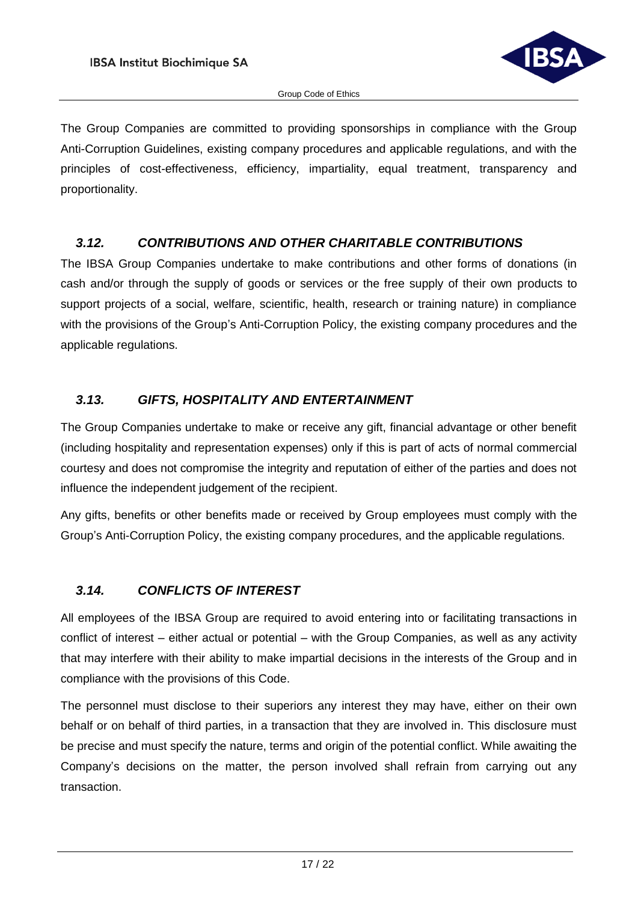The Group Companies are committed to providing sponsorships in compliance with the Group Anti-Corruption Guidelines, existing company procedures and applicable regulations, and with the principles of cost-effectiveness, efficiency, impartiality, equal treatment, transparency and proportionality.

### *3.12. CONTRIBUTIONS AND OTHER CHARITABLE CONTRIBUTIONS*

The IBSA Group Companies undertake to make contributions and other forms of donations (in cash and/or through the supply of goods or services or the free supply of their own products to support projects of a social, welfare, scientific, health, research or training nature) in compliance with the provisions of the Group's Anti-Corruption Policy, the existing company procedures and the applicable regulations.

### *3.13. GIFTS, HOSPITALITY AND ENTERTAINMENT*

The Group Companies undertake to make or receive any gift, financial advantage or other benefit (including hospitality and representation expenses) only if this is part of acts of normal commercial courtesy and does not compromise the integrity and reputation of either of the parties and does not influence the independent judgement of the recipient.

Any gifts, benefits or other benefits made or received by Group employees must comply with the Group's Anti-Corruption Policy, the existing company procedures, and the applicable regulations.

### *3.14. CONFLICTS OF INTEREST*

All employees of the IBSA Group are required to avoid entering into or facilitating transactions in conflict of interest – either actual or potential – with the Group Companies, as well as any activity that may interfere with their ability to make impartial decisions in the interests of the Group and in compliance with the provisions of this Code.

The personnel must disclose to their superiors any interest they may have, either on their own behalf or on behalf of third parties, in a transaction that they are involved in. This disclosure must be precise and must specify the nature, terms and origin of the potential conflict. While awaiting the Company's decisions on the matter, the person involved shall refrain from carrying out any transaction.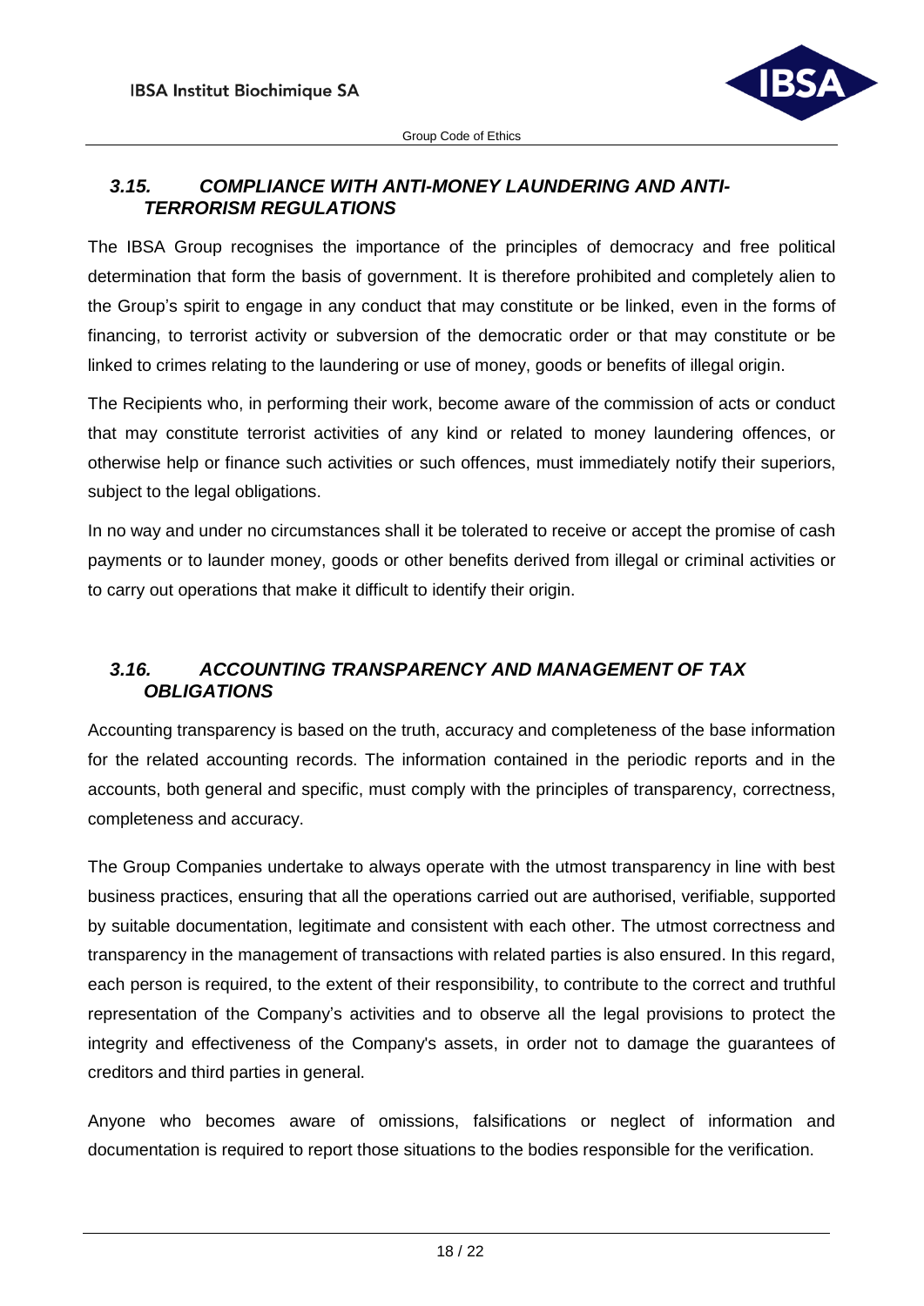### *3.15. COMPLIANCE WITH ANTI-MONEY LAUNDERING AND ANTI-TERRORISM REGULATIONS*

The IBSA Group recognises the importance of the principles of democracy and free political determination that form the basis of government. It is therefore prohibited and completely alien to the Group's spirit to engage in any conduct that may constitute or be linked, even in the forms of financing, to terrorist activity or subversion of the democratic order or that may constitute or be linked to crimes relating to the laundering or use of money, goods or benefits of illegal origin.

The Recipients who, in performing their work, become aware of the commission of acts or conduct that may constitute terrorist activities of any kind or related to money laundering offences, or otherwise help or finance such activities or such offences, must immediately notify their superiors, subject to the legal obligations.

In no way and under no circumstances shall it be tolerated to receive or accept the promise of cash payments or to launder money, goods or other benefits derived from illegal or criminal activities or to carry out operations that make it difficult to identify their origin.

### *3.16. ACCOUNTING TRANSPARENCY AND MANAGEMENT OF TAX OBLIGATIONS*

Accounting transparency is based on the truth, accuracy and completeness of the base information for the related accounting records. The information contained in the periodic reports and in the accounts, both general and specific, must comply with the principles of transparency, correctness, completeness and accuracy.

The Group Companies undertake to always operate with the utmost transparency in line with best business practices, ensuring that all the operations carried out are authorised, verifiable, supported by suitable documentation, legitimate and consistent with each other. The utmost correctness and transparency in the management of transactions with related parties is also ensured. In this regard, each person is required, to the extent of their responsibility, to contribute to the correct and truthful representation of the Company's activities and to observe all the legal provisions to protect the integrity and effectiveness of the Company's assets, in order not to damage the guarantees of creditors and third parties in general.

Anyone who becomes aware of omissions, falsifications or neglect of information and documentation is required to report those situations to the bodies responsible for the verification.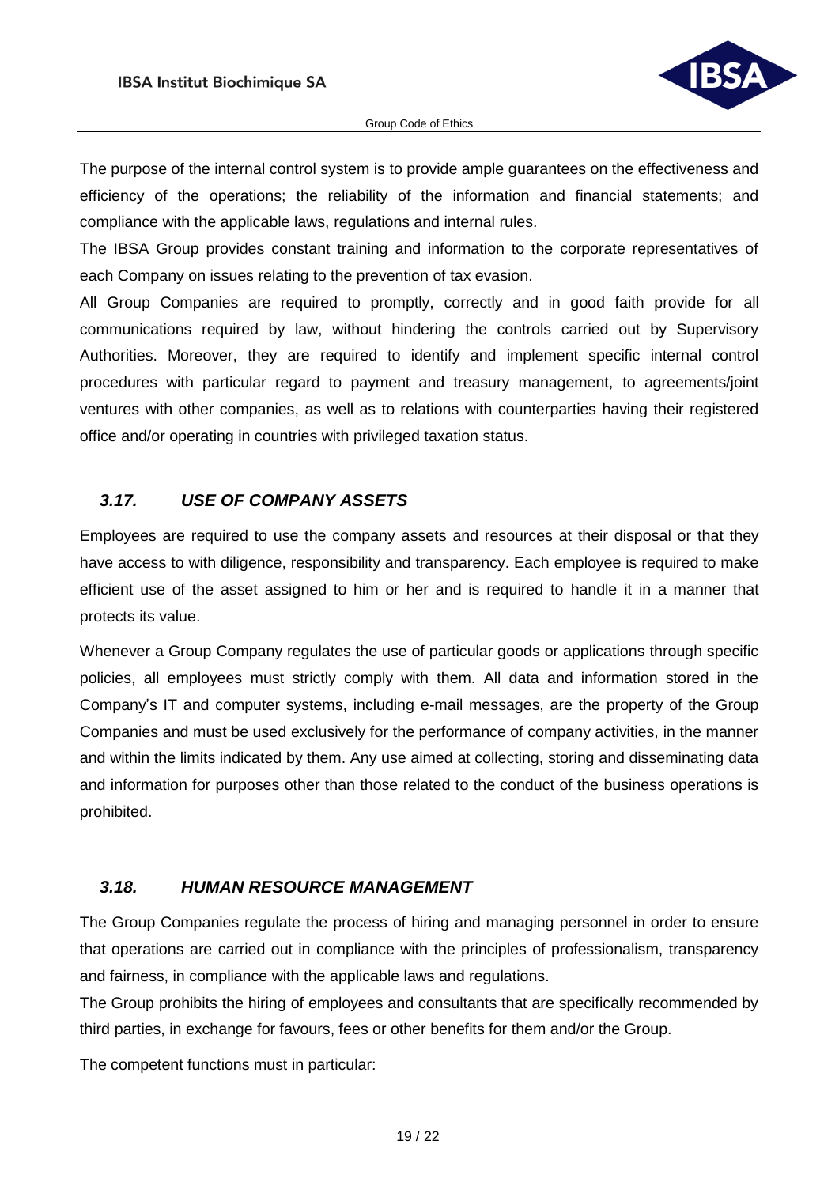The purpose of the internal control system is to provide ample guarantees on the effectiveness and efficiency of the operations; the reliability of the information and financial statements; and compliance with the applicable laws, regulations and internal rules.

The IBSA Group provides constant training and information to the corporate representatives of each Company on issues relating to the prevention of tax evasion.

All Group Companies are required to promptly, correctly and in good faith provide for all communications required by law, without hindering the controls carried out by Supervisory Authorities. Moreover, they are required to identify and implement specific internal control procedures with particular regard to payment and treasury management, to agreements/joint ventures with other companies, as well as to relations with counterparties having their registered office and/or operating in countries with privileged taxation status.

### *3.17. USE OF COMPANY ASSETS*

Employees are required to use the company assets and resources at their disposal or that they have access to with diligence, responsibility and transparency. Each employee is required to make efficient use of the asset assigned to him or her and is required to handle it in a manner that protects its value.

Whenever a Group Company regulates the use of particular goods or applications through specific policies, all employees must strictly comply with them. All data and information stored in the Company's IT and computer systems, including e-mail messages, are the property of the Group Companies and must be used exclusively for the performance of company activities, in the manner and within the limits indicated by them. Any use aimed at collecting, storing and disseminating data and information for purposes other than those related to the conduct of the business operations is prohibited.

### *3.18. HUMAN RESOURCE MANAGEMENT*

The Group Companies regulate the process of hiring and managing personnel in order to ensure that operations are carried out in compliance with the principles of professionalism, transparency and fairness, in compliance with the applicable laws and regulations.

The Group prohibits the hiring of employees and consultants that are specifically recommended by third parties, in exchange for favours, fees or other benefits for them and/or the Group.

The competent functions must in particular: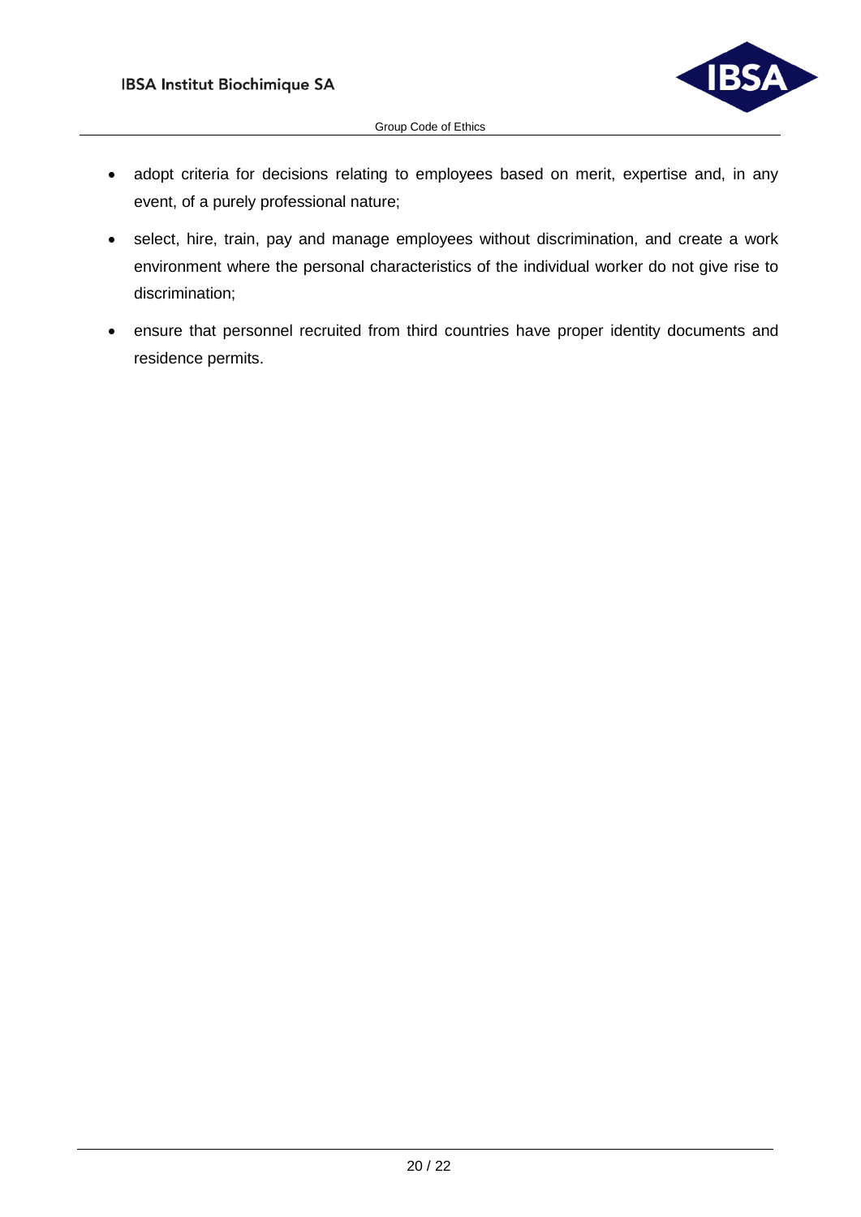- adopt criteria for decisions relating to employees based on merit, expertise and, in any event, of a purely professional nature;
- select, hire, train, pay and manage employees without discrimination, and create a work environment where the personal characteristics of the individual worker do not give rise to discrimination;
- ensure that personnel recruited from third countries have proper identity documents and residence permits.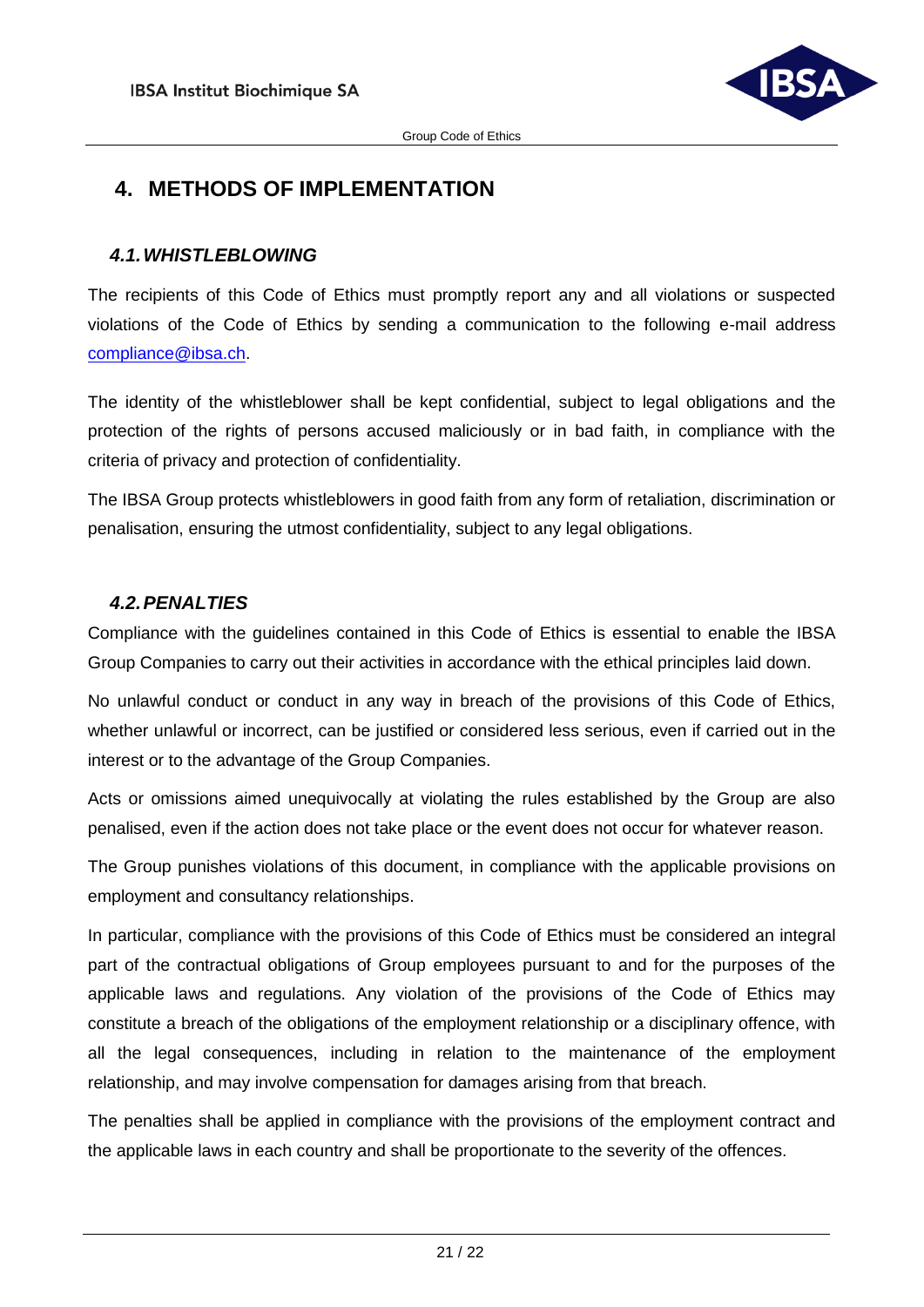# 4. METHODS OF IMPLEMENTATION

## *4.1. WHISTLEBLOWING*

The recipients of this Code of Ethics must promptly report any and all violations or suspected violations of the Code of Ethics by sending a communication to the following e-mail address compliance@ibsa.ch.

The identity of the whistleblower shall be kept confidential, subject to legal obligations and the protection of the rights of persons accused maliciously or in bad faith, in compliance with the criteria of privacy and protection of confidentiality.

The IBSA Group protects whistleblowers in good faith from any form of retaliation, discrimination or penalisation, ensuring the utmost confidentiality, subject to any legal obligations.

## *4.2. PENALTIES*

Compliance with the guidelines contained in this Code of Ethics is essential to enable the IBSA Group Companies to carry out their activities in accordance with the ethical principles laid down.

No unlawful conduct or conduct in any way in breach of the provisions of this Code of Ethics, whether unlawful or incorrect, can be justified or considered less serious, even if carried out in the interest or to the advantage of the Group Companies.

Acts or omissions aimed unequivocally at violating the rules established by the Group are also penalised, even if the action does not take place or the event does not occur for whatever reason.

The Group punishes violations of this document, in compliance with the applicable provisions on employment and consultancy relationships.

In particular, compliance with the provisions of this Code of Ethics must be considered an integral part of the contractual obligations of Group employees pursuant to and for the purposes of the applicable laws and regulations. Any violation of the provisions of the Code of Ethics may constitute a breach of the obligations of the employment relationship or a disciplinary offence, with all the legal consequences, including in relation to the maintenance of the employment relationship, and may involve compensation for damages arising from that breach.

The penalties shall be applied in compliance with the provisions of the employment contract and the applicable laws in each country and shall be proportionate to the severity of the offences.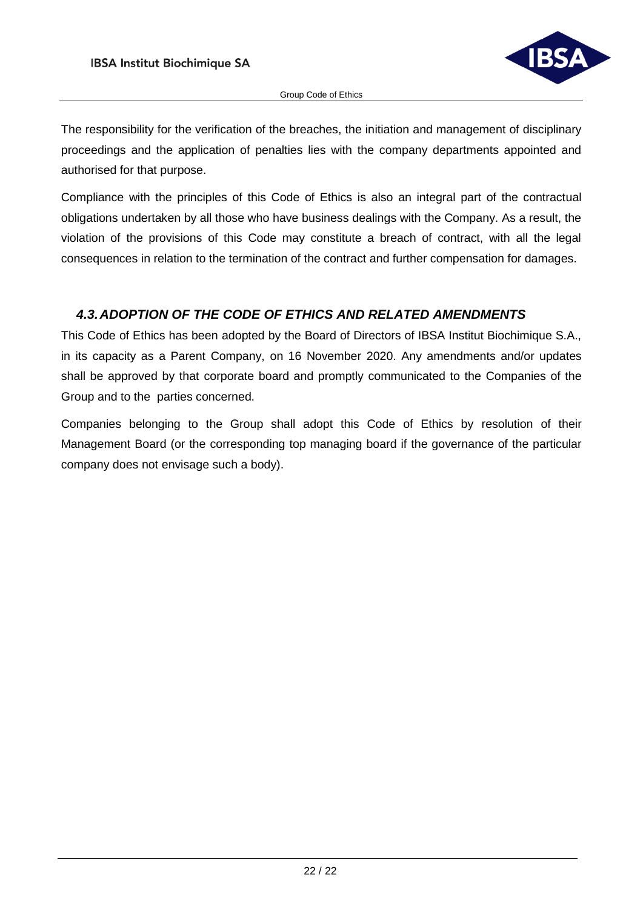The responsibility for the verification of the breaches, the initiation and management of disciplinary proceedings and the application of penalties lies with the company departments appointed and authorised for that purpose.

Compliance with the principles of this Code of Ethics is also an integral part of the contractual obligations undertaken by all those who have business dealings with the Company. As a result, the violation of the provisions of this Code may constitute a breach of contract, with all the legal consequences in relation to the termination of the contract and further compensation for damages.

### *4.3. ADOPTION OF THE CODE OF ETHICS AND RELATED AMENDMENTS*

This Code of Ethics has been adopted by the Board of Directors of IBSA Institut Biochimique S.A., in its capacity as a Parent Company, on 16 November 2020. Any amendments and/or updates shall be approved by that corporate board and promptly communicated to the Companies of the Group and to the parties concerned.

Companies belonging to the Group shall adopt this Code of Ethics by resolution of their Management Board (or the corresponding top managing board if the governance of the particular company does not envisage such a body).